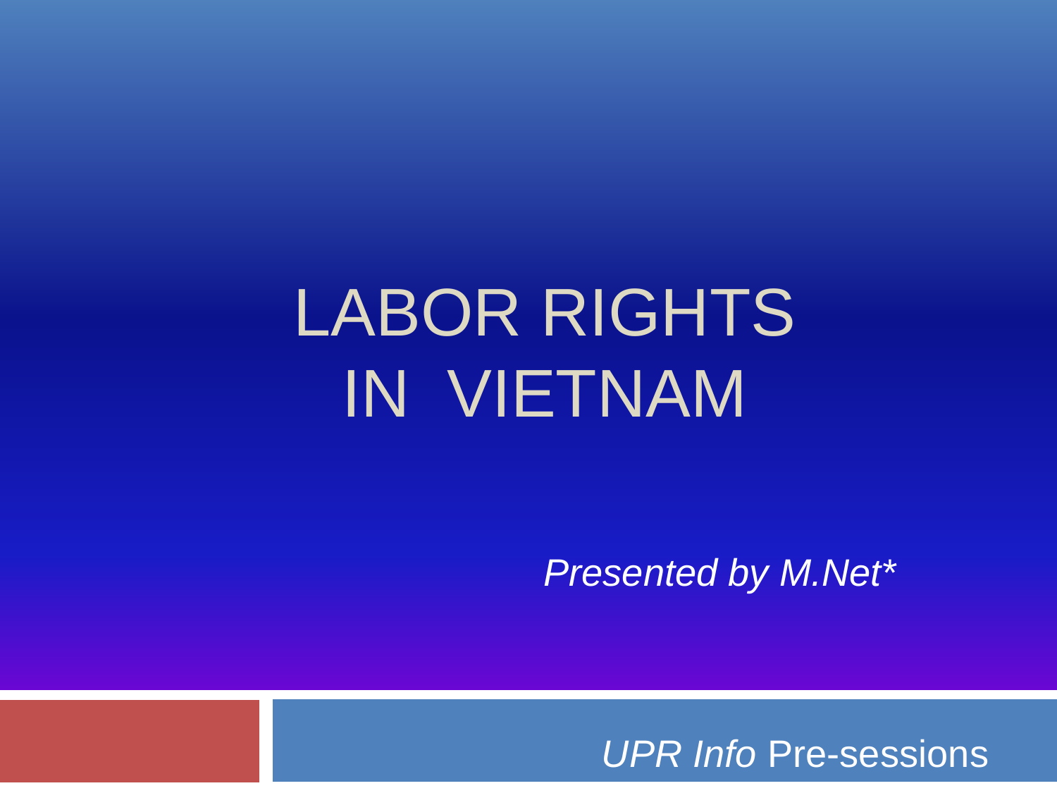# LABOR RIGHTS IN VIETNAM

*Presented by M.Net**

*UPR Info* Pre-sessions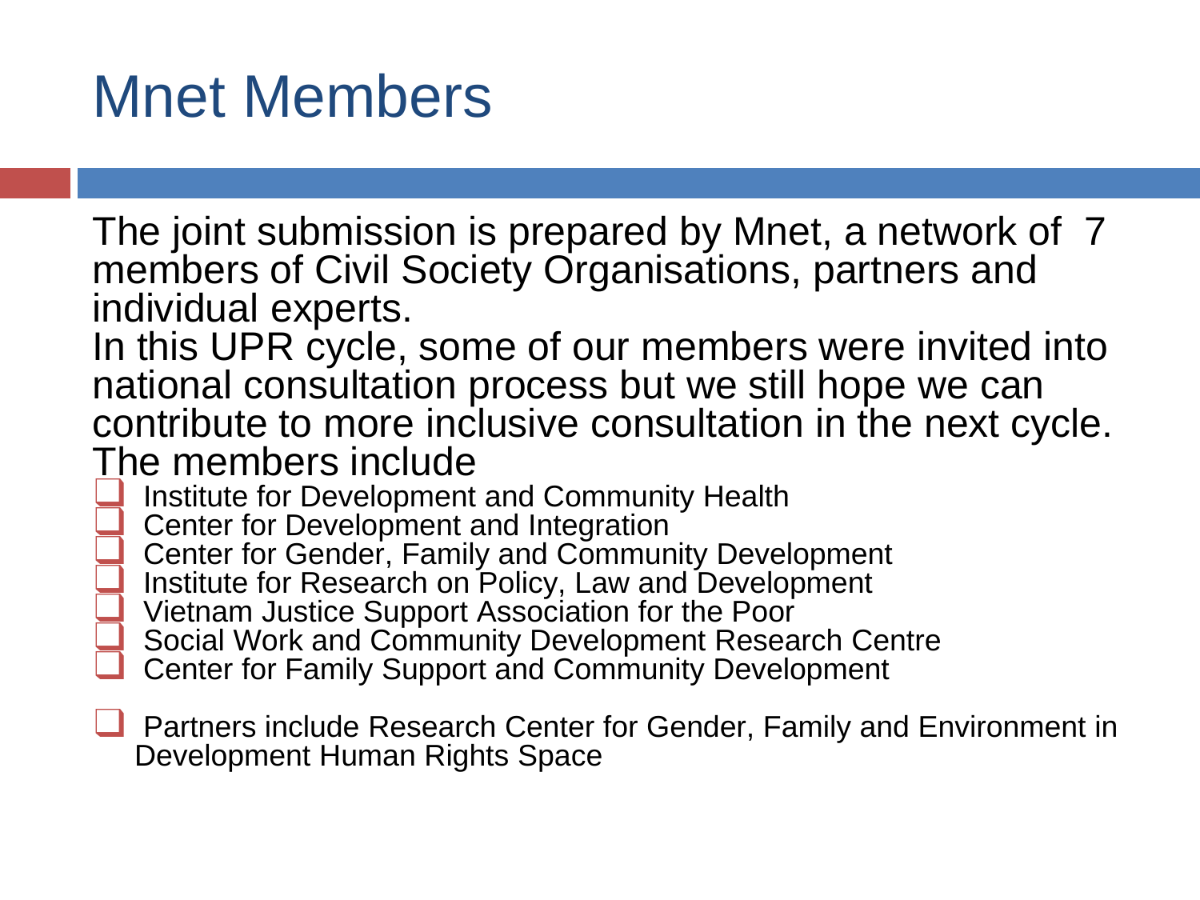# Mnet Members

The joint submission is prepared by Mnet, a network of 7 members of Civil Society Organisations, partners and individual experts.

In this UPR cycle, some of our members were invited into national consultation process but we still hope we can contribute to more inclusive consultation in the next cycle.

The members include

- Institute for Development and Community Health
- Center for Development and Integration
- Center for Gender, Family and Community Development
- Institute for Research on Policy, Law and Development
- Vietnam Justice Support Association for the Poor
- Social Work and Community Development Research Centre
- Center for Family Support and Community Development

- Partners include Research Center for Gender, Family and Environment in Development Human Rights Space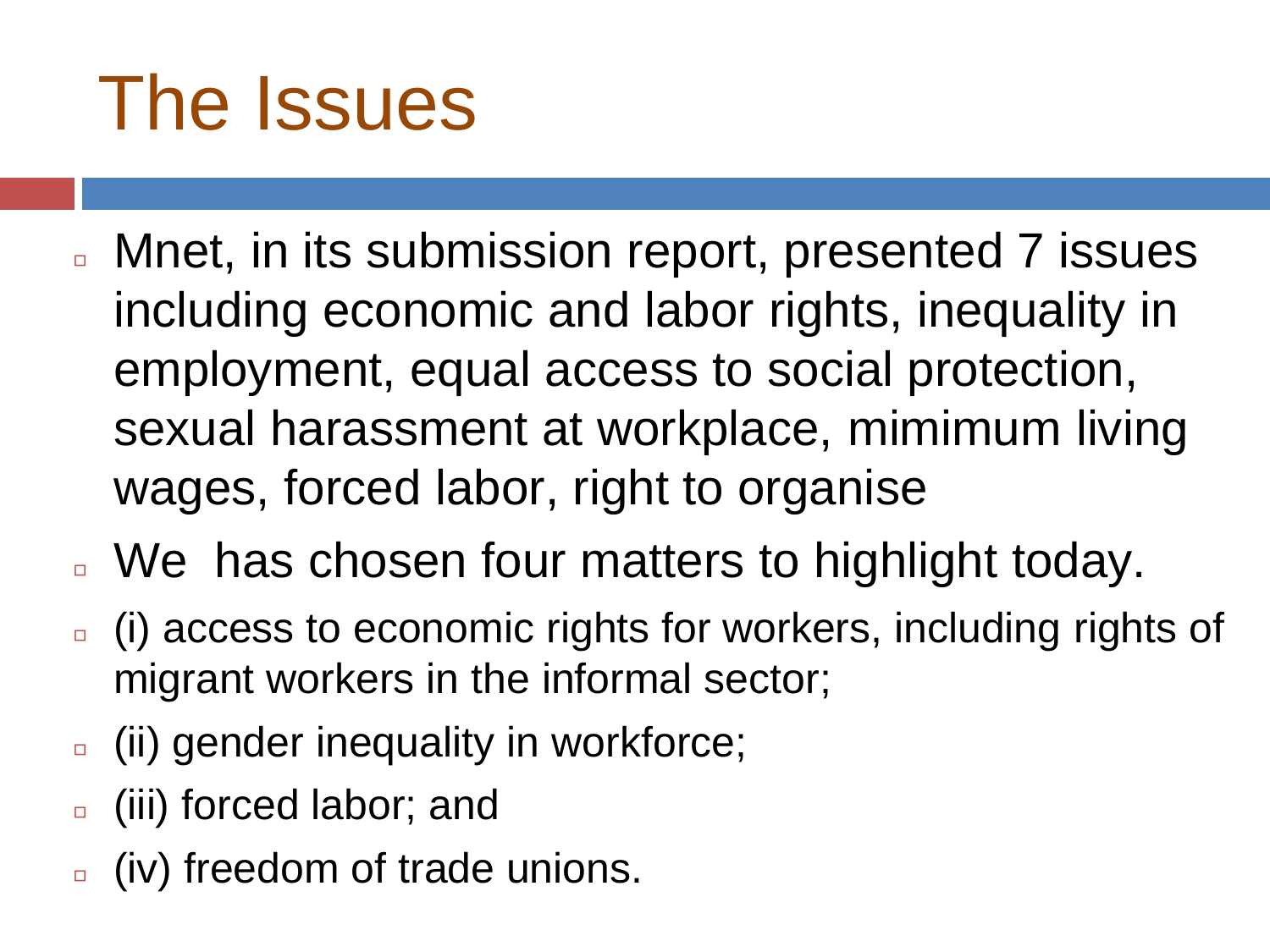# The Issues

- Mnet, in its submission report, presented 7 issues including economic and labor rights, inequality in employment, equal access to social protection, sexual harassment at workplace, mimimum living wages, forced labor, right to organise
- We has chosen four matters to highlight today.
- (i) access to economic rights for workers, including rights of migrant workers in the informal sector;
- (ii) gender inequality in workforce;
- (iii) forced labor; and
- (iv) freedom of trade unions.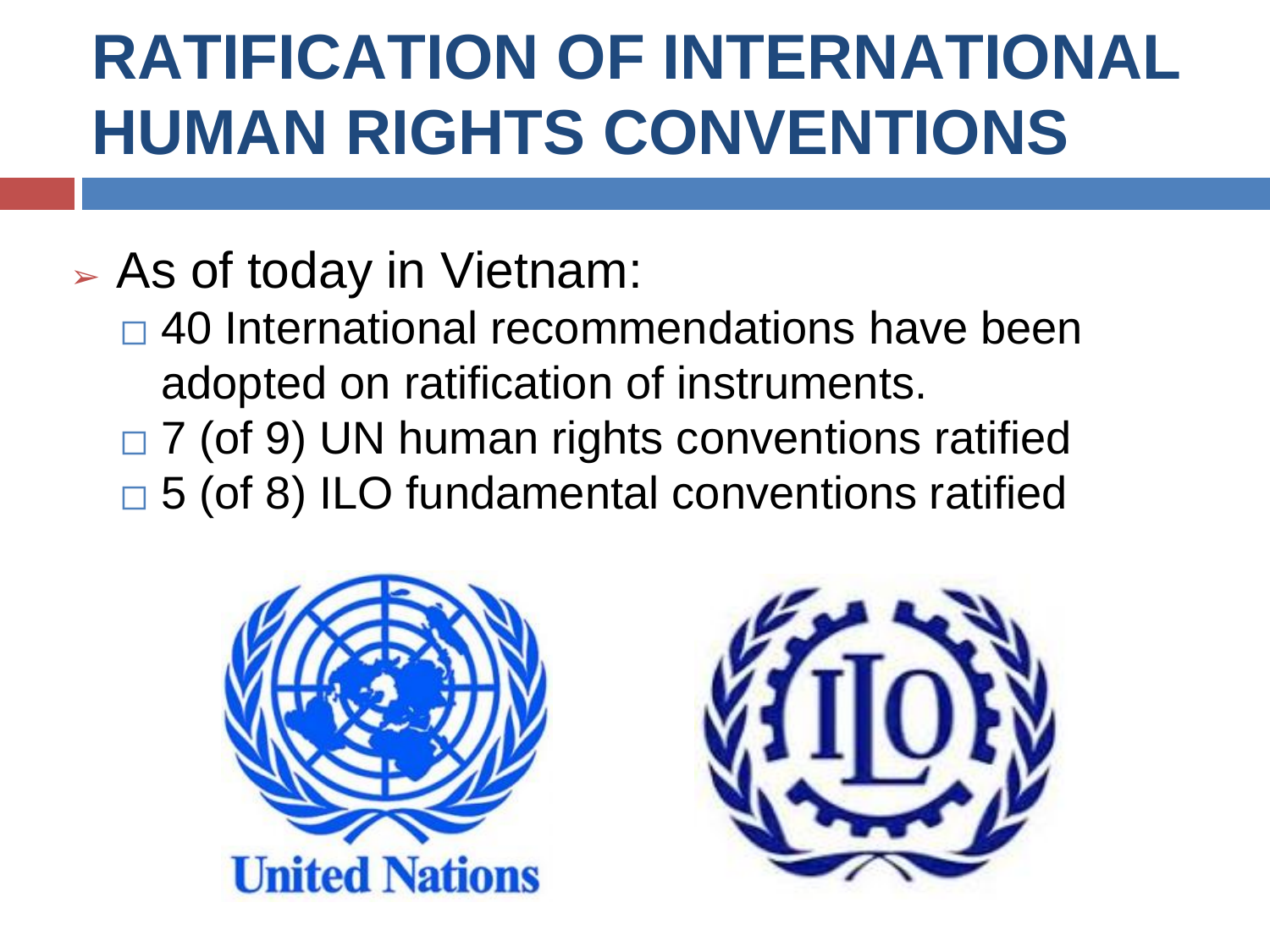# RATIFICATION OF INTERNATIONAL HUMAN RIGHTS CONVENTIONS

- As of today in Vietnam:
  - 40 International recommendations have been adopted on ratification of instruments.
  - 7 (of 9) UN human rights conventions ratified
  - 5 (of 8) ILO fundamental conventions ratified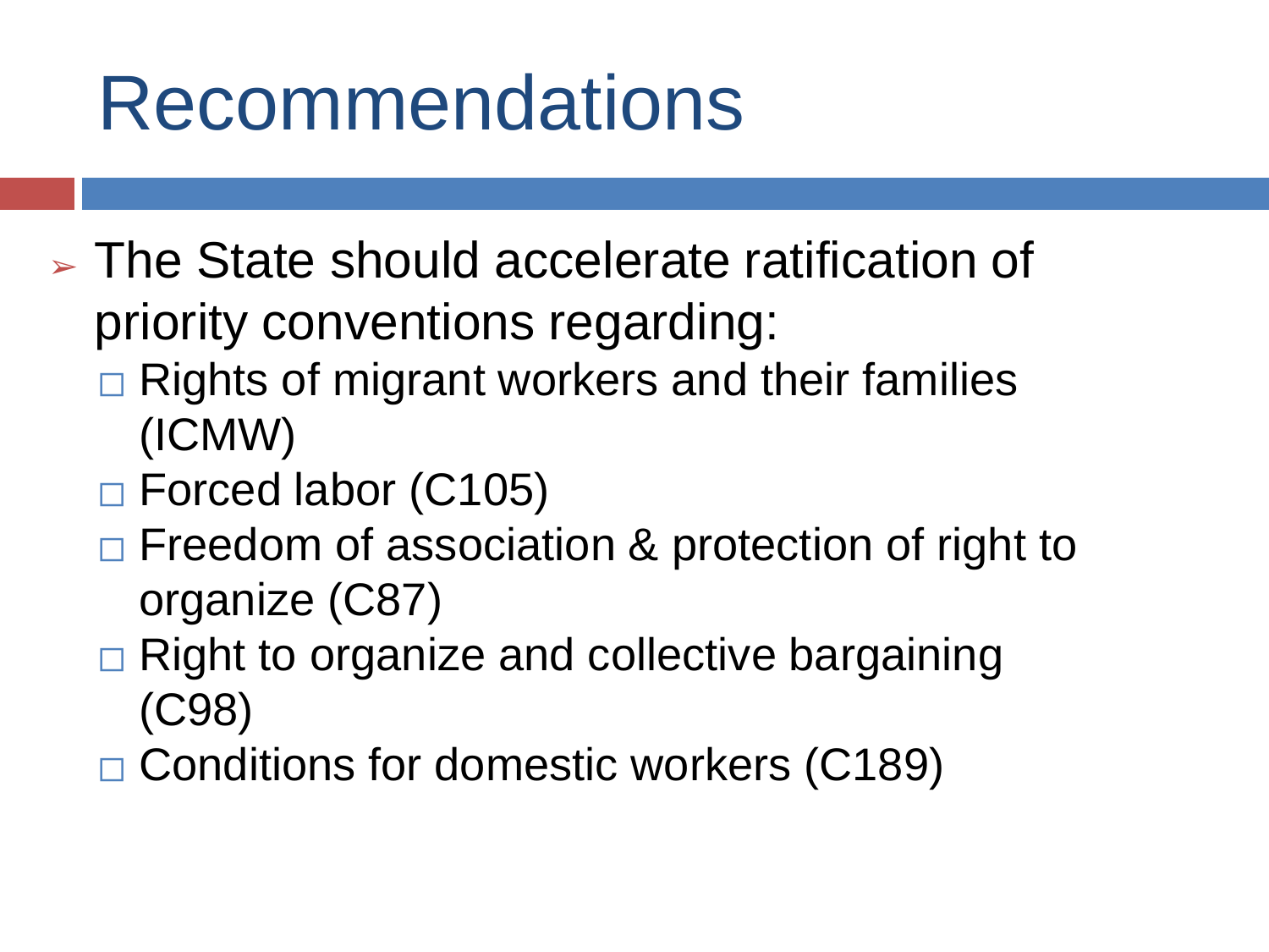# Recommendations

- The State should accelerate ratification of priority conventions regarding:
  - Rights of migrant workers and their families (ICMW)
  - Forced labor (C105)
  - Freedom of association & protection of right to organize (C87)
  - Right to organize and collective bargaining (C98)
  - Conditions for domestic workers (C189)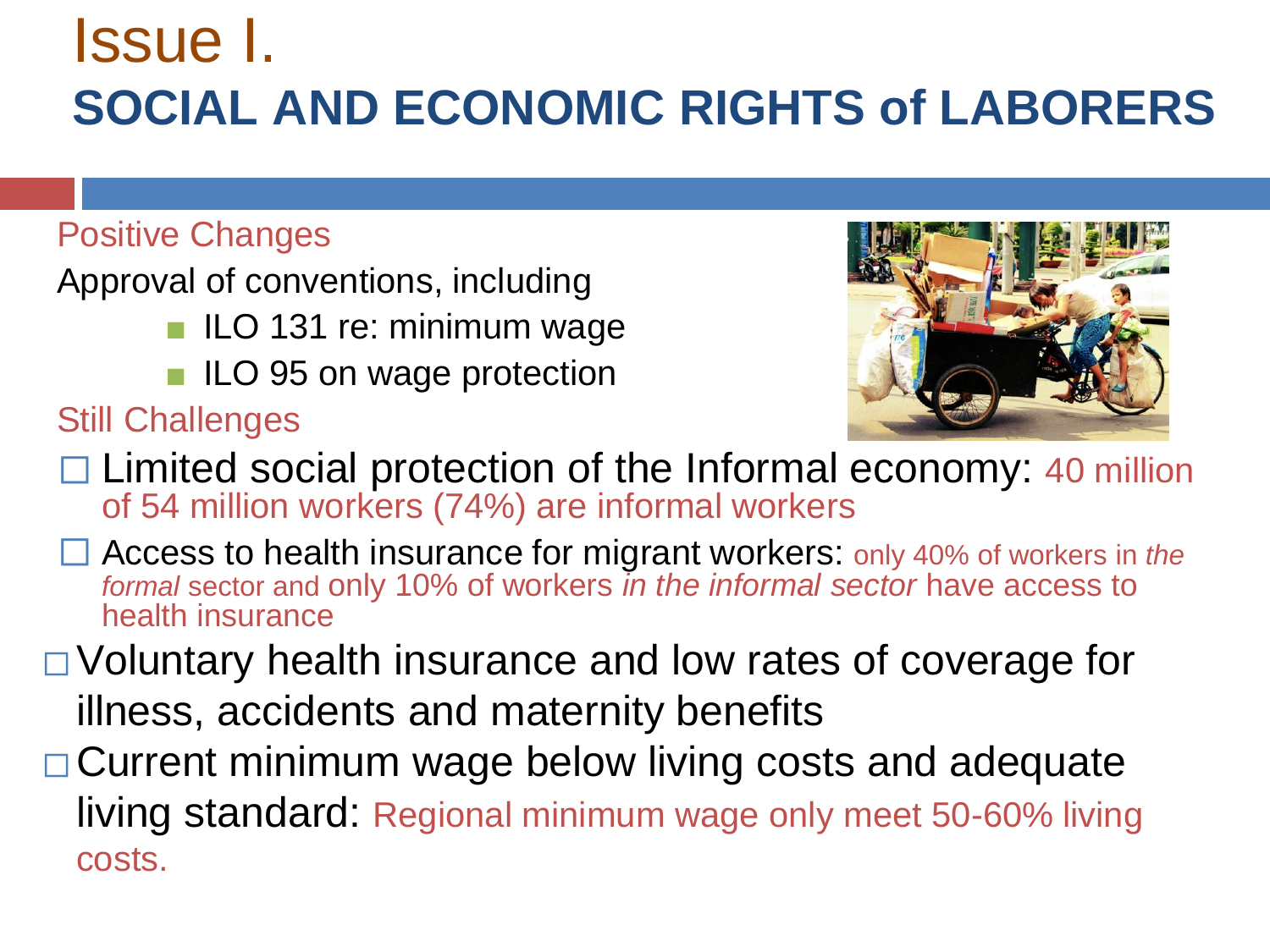# Issue I.

## SOCIAL AND ECONOMIC RIGHTS of LABORERS

### Positive Changes

Approval of conventions, including

- ILO 131 re: minimum wage
- ILO 95 on wage protection

### Still Challenges

- Limited social protection of the Informal economy: 40 million of 54 million workers (74%) are informal workers
- Access to health insurance for migrant workers: only 40% of workers in *the formal* sector and only 10% of workers *in the informal sector* have access to health insurance
- Voluntary health insurance and low rates of coverage for illness, accidents and maternity benefits
- Current minimum wage below living costs and adequate living standard: Regional minimum wage only meet 50-60% living costs.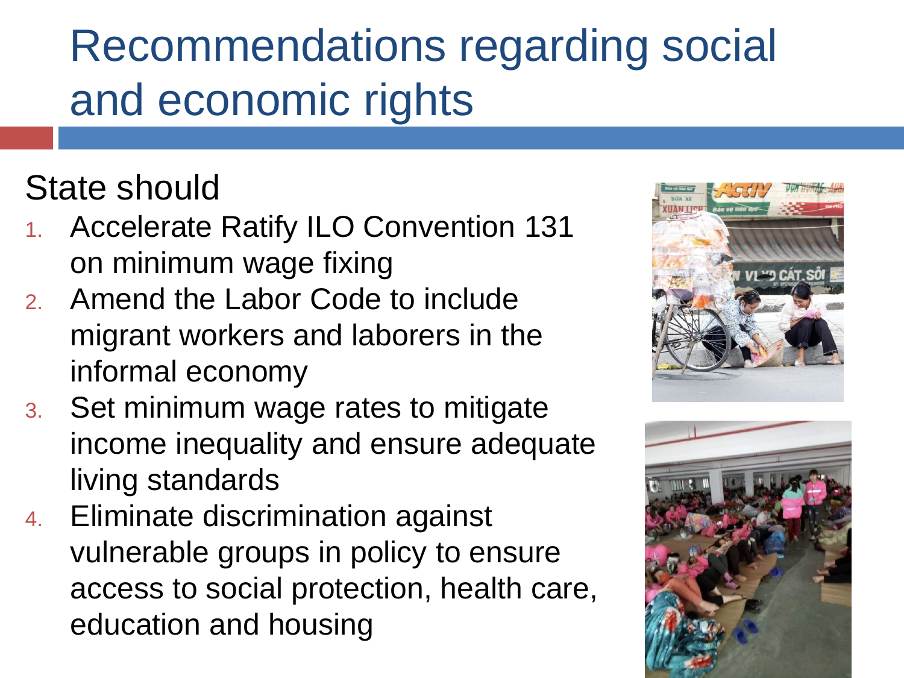# Recommendations regarding social and economic rights

State should

1. Accelerate Ratify ILO Convention 131 on minimum wage fixing
2. Amend the Labor Code to include migrant workers and laborers in the informal economy
3. Set minimum wage rates to mitigate income inequality and ensure adequate living standards
4. Eliminate discrimination against vulnerable groups in policy to ensure access to social protection, health care, education and housing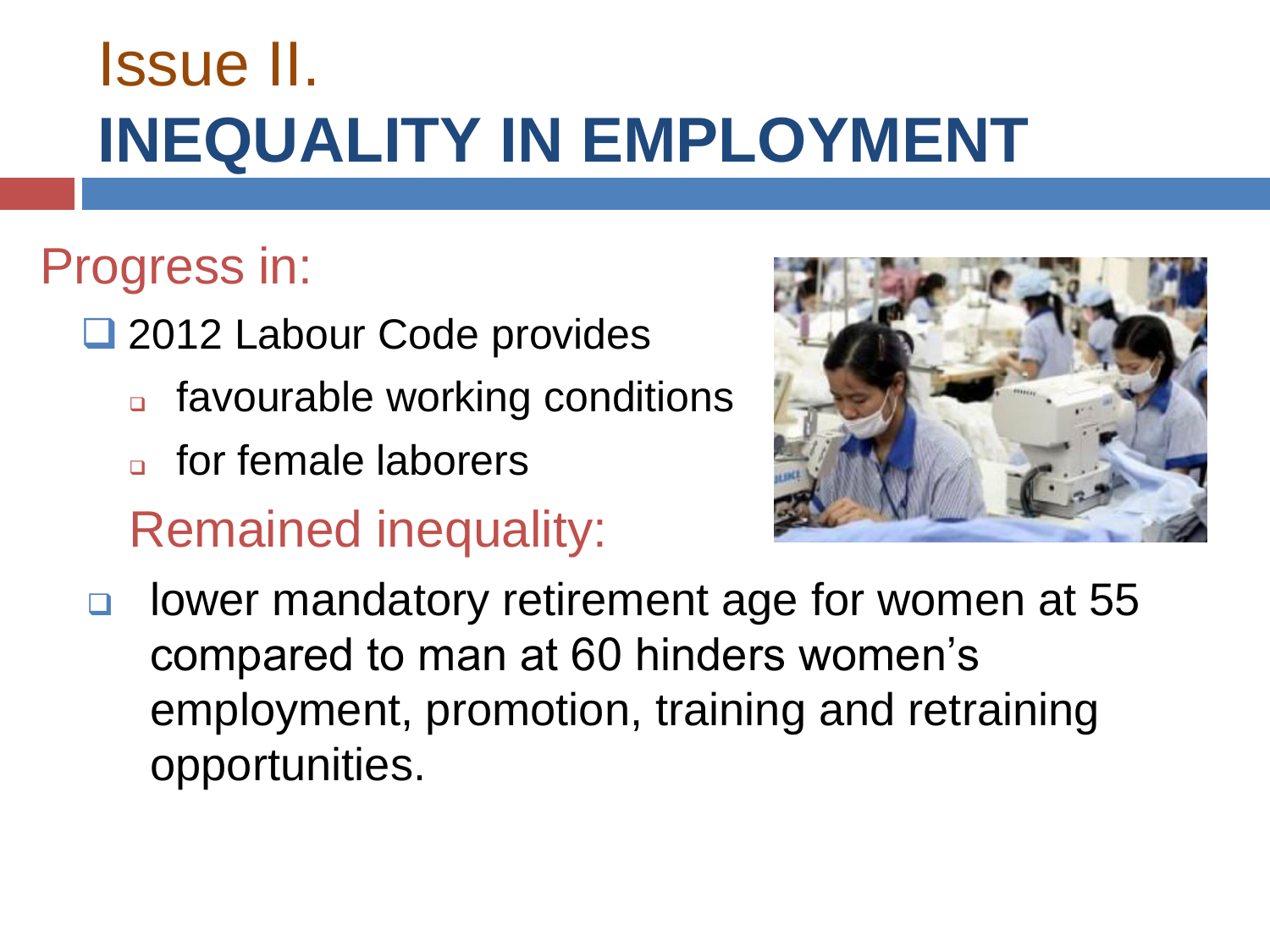# Issue II.
# INEQUALITY IN EMPLOYMENT

## Progress in:

- 2012 Labour Code provides
  - favourable working conditions
  - for female laborers

## Remained inequality:

- lower mandatory retirement age for women at 55 compared to man at 60 hinders women's employment, promotion, training and retraining opportunities.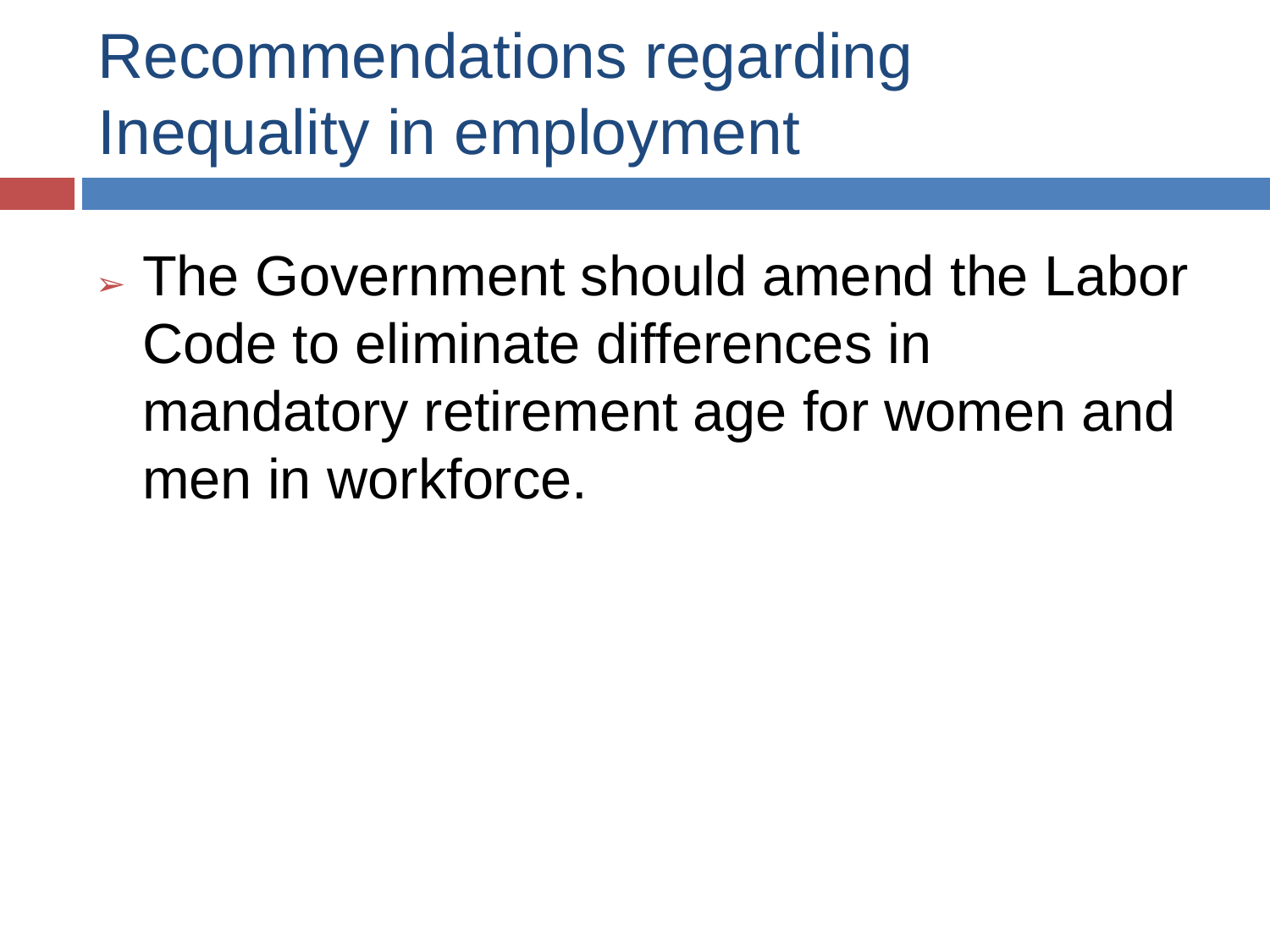# Recommendations regarding Inequality in employment

- The Government should amend the Labor Code to eliminate differences in mandatory retirement age for women and men in workforce.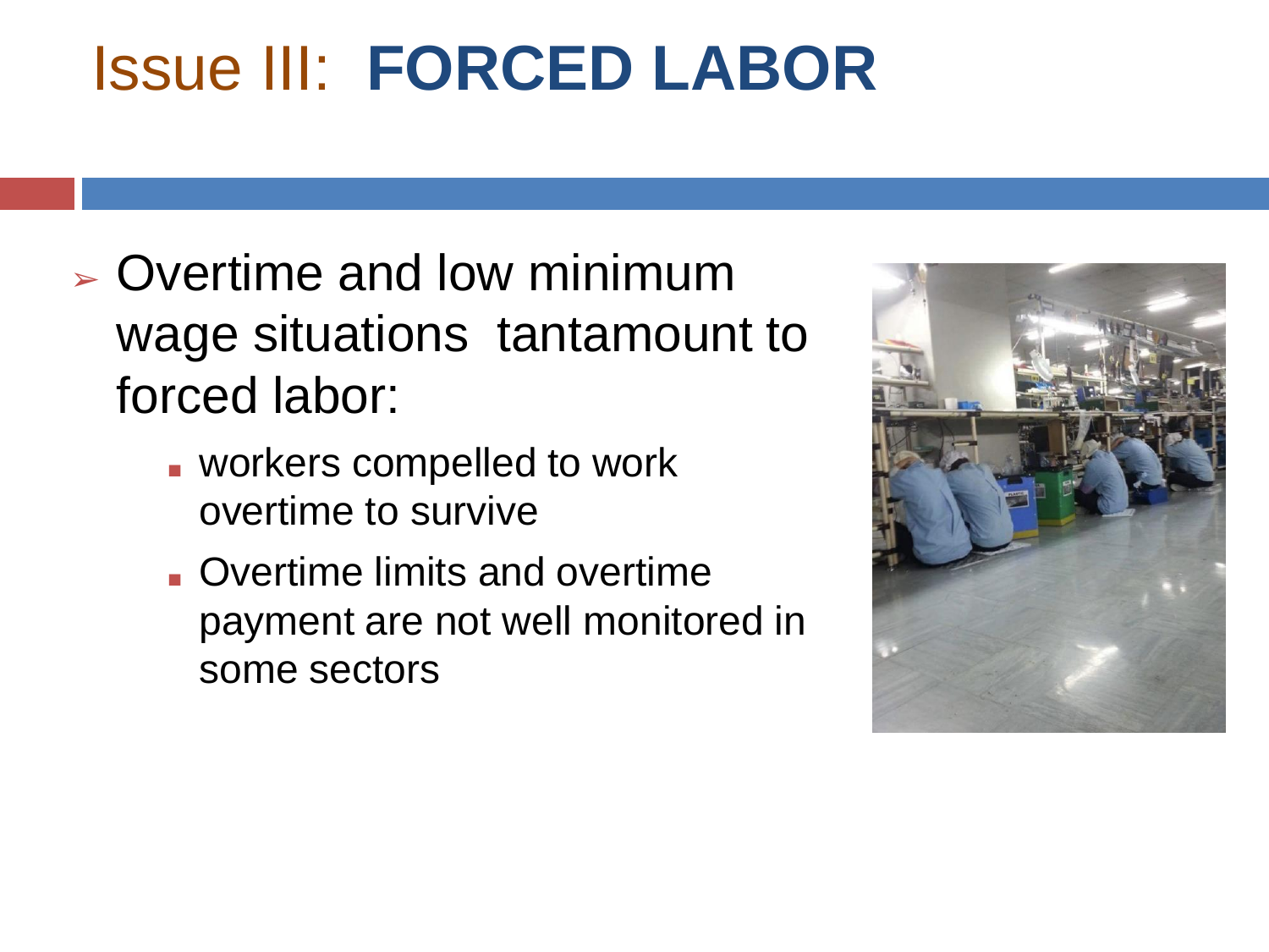# Issue III: **FORCED LABOR**

- Overtime and low minimum wage situations tantamount to forced labor:
  - workers compelled to work overtime to survive
  - Overtime limits and overtime payment are not well monitored in some sectors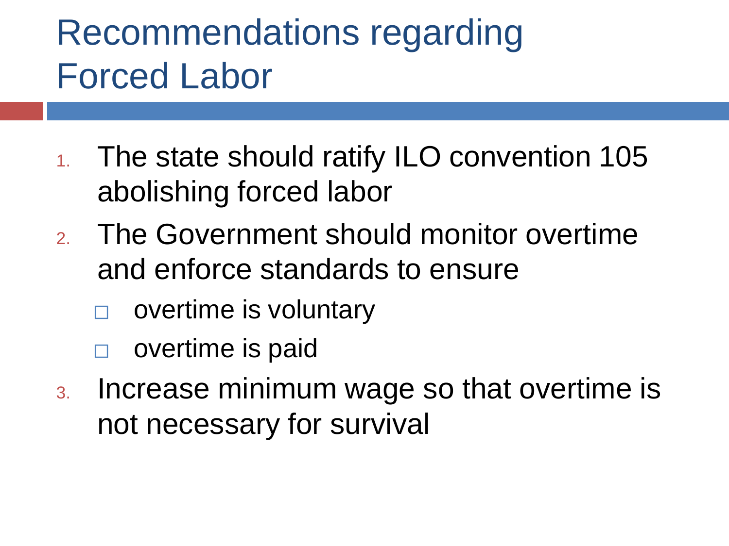# Recommendations regarding Forced Labor

1. The state should ratify ILO convention 105 abolishing forced labor
2. The Government should monitor overtime and enforce standards to ensure
   - overtime is voluntary
   - overtime is paid
3. Increase minimum wage so that overtime is not necessary for survival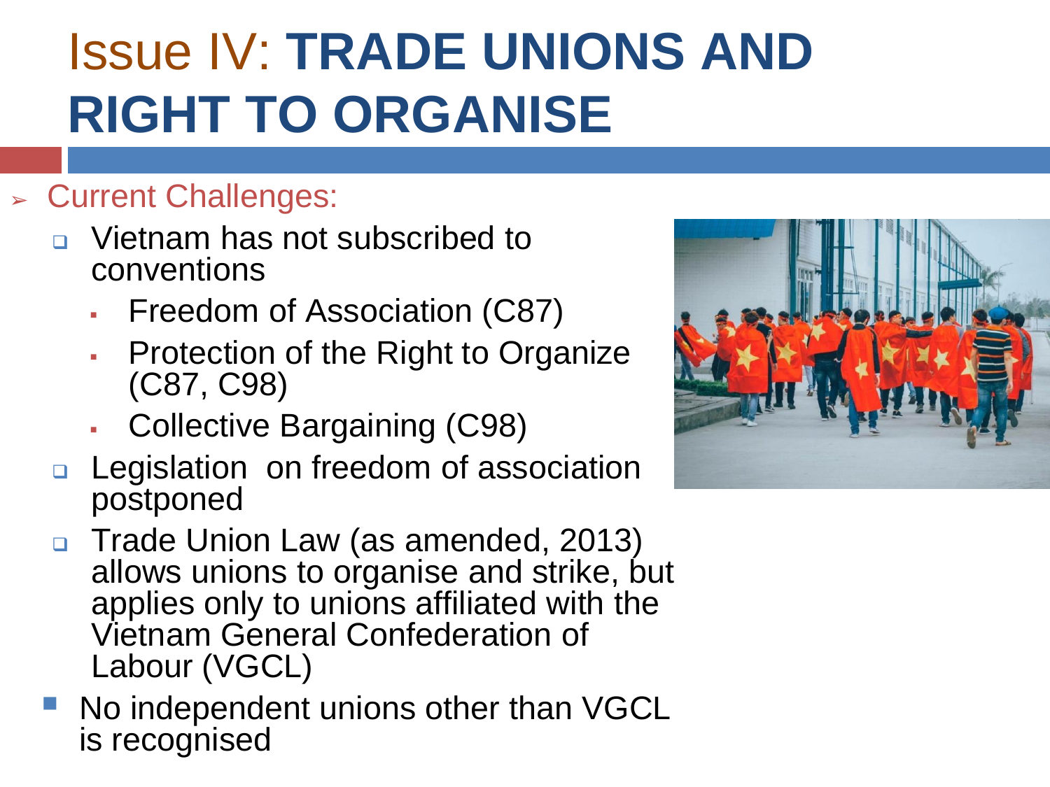# Issue IV: **TRADE UNIONS AND RIGHT TO ORGANISE**

- Current Challenges:
  - Vietnam has not subscribed to conventions
    - Freedom of Association (C87)
    - Protection of the Right to Organize (C87, C98)
    - Collective Bargaining (C98)
  - Legislation on freedom of association postponed
  - Trade Union Law (as amended, 2013) allows unions to organise and strike, but applies only to unions affiliated with the Vietnam General Confederation of Labour (VGCL)
- No independent unions other than VGCL is recognised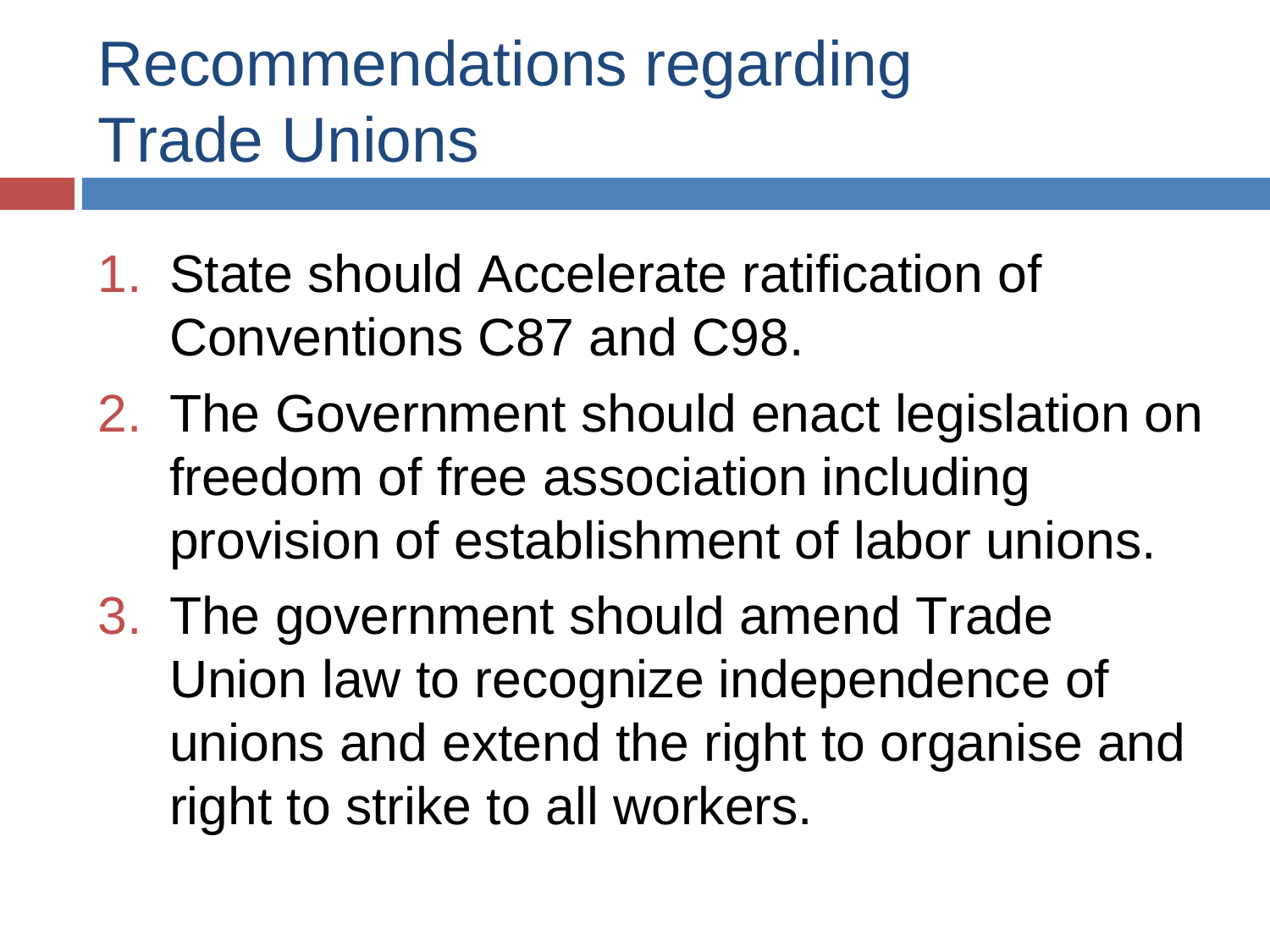# Recommendations regarding Trade Unions

1. State should Accelerate ratification of Conventions C87 and C98.
2. The Government should enact legislation on freedom of free association including provision of establishment of labor unions.
3. The government should amend Trade Union law to recognize independence of unions and extend the right to organise and right to strike to all workers.